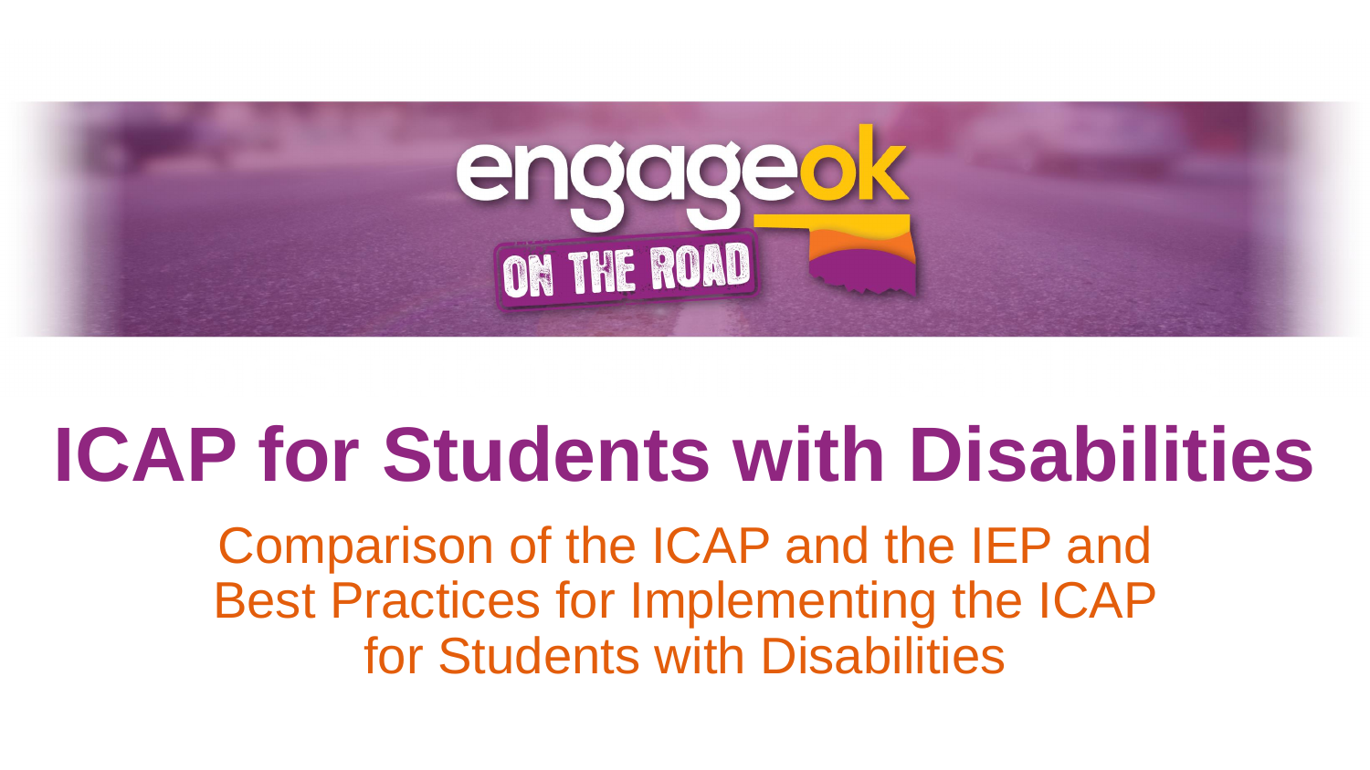# ICAP for Students with Disabilities

Comparison of the ICAP and the IEP and Best Practices for Implementing the ICAP for Students with Disabilities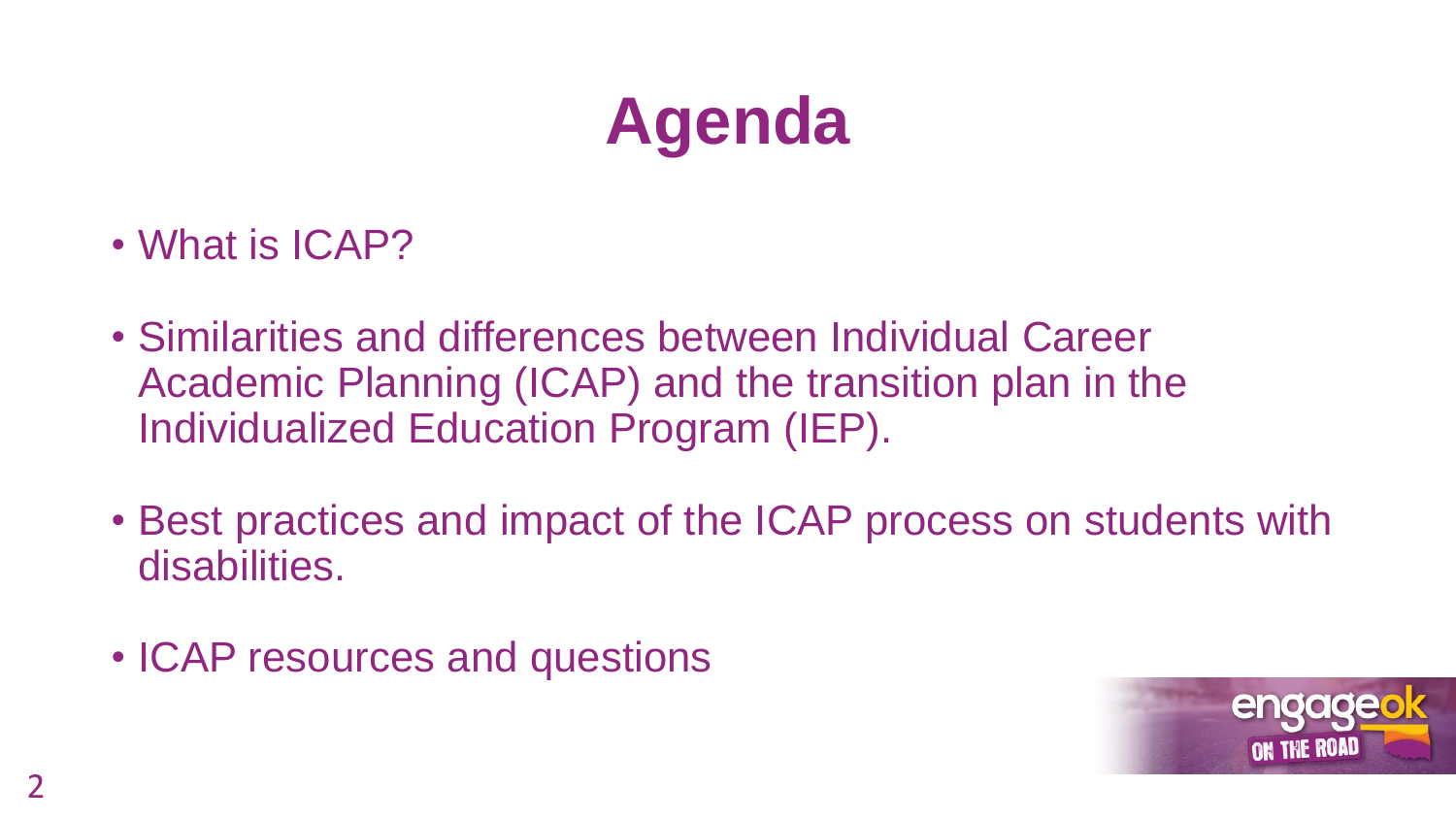# Agenda

- What is ICAP?
- Similarities and differences between Individual Career Academic Planning (ICAP) and the transition plan in the Individualized Education Program (IEP).
- Best practices and impact of the ICAP process on students with disabilities.
- ICAP resources and questions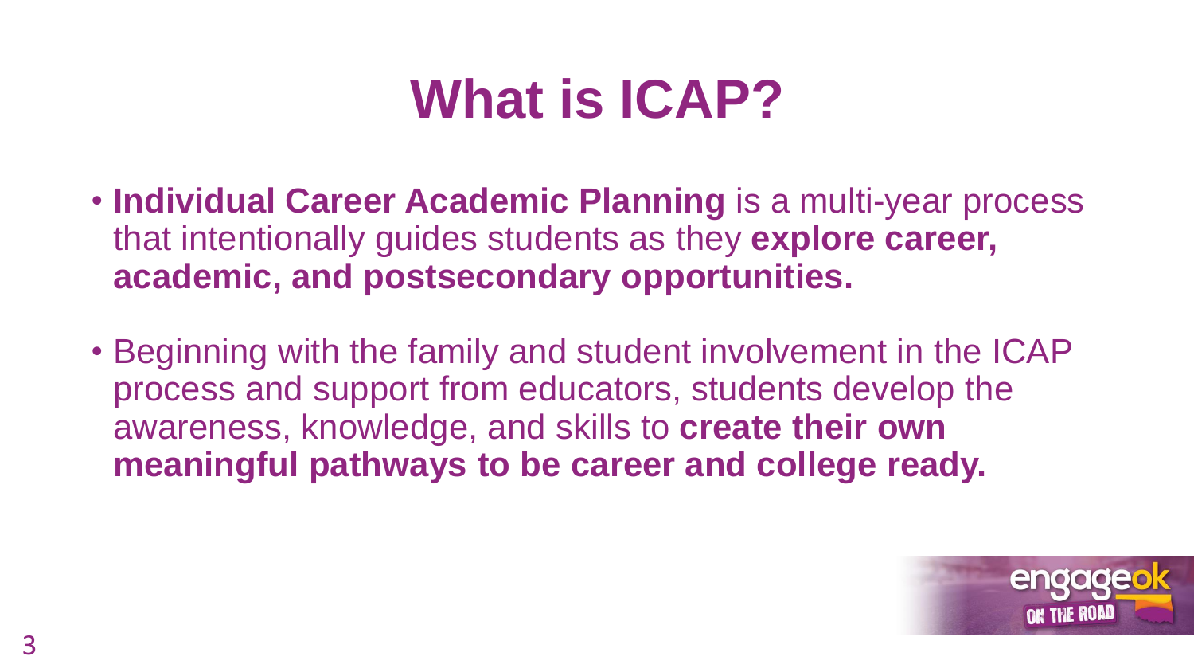# What is ICAP?

- **Individual Career Academic Planning** is a multi-year process that intentionally guides students as they **explore career, academic, and postsecondary opportunities.**
- Beginning with the family and student involvement in the ICAP process and support from educators, students develop the awareness, knowledge, and skills to **create their own meaningful pathways to be career and college ready.**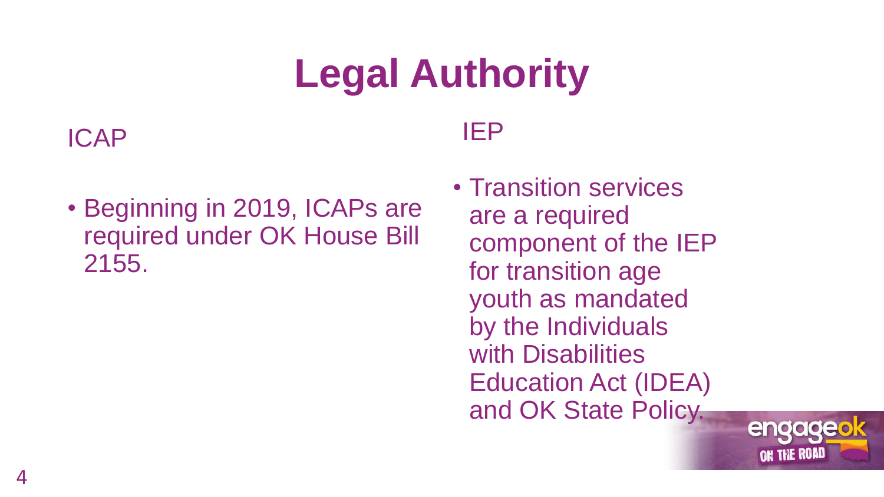# Legal Authority

## ICAP

- Beginning in 2019, ICAPs are required under OK House Bill 2155.

## IEP

- Transition services are a required component of the IEP for transition age youth as mandated by the Individuals with Disabilities Education Act (IDEA) and OK State Policy.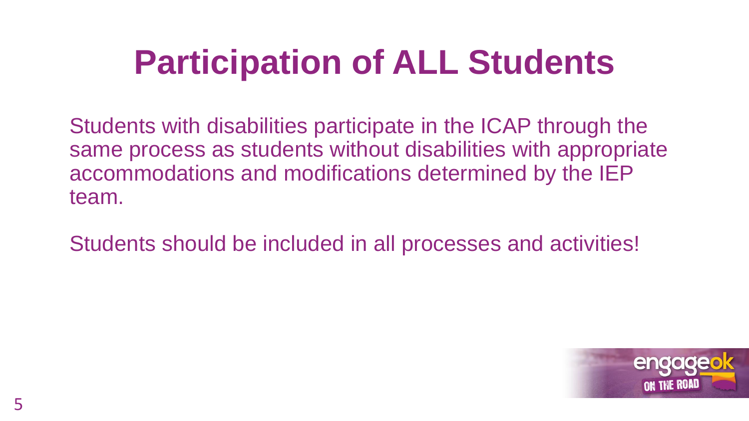# Participation of ALL Students

Students with disabilities participate in the ICAP through the same process as students without disabilities with appropriate accommodations and modifications determined by the IEP team.

Students should be included in all processes and activities!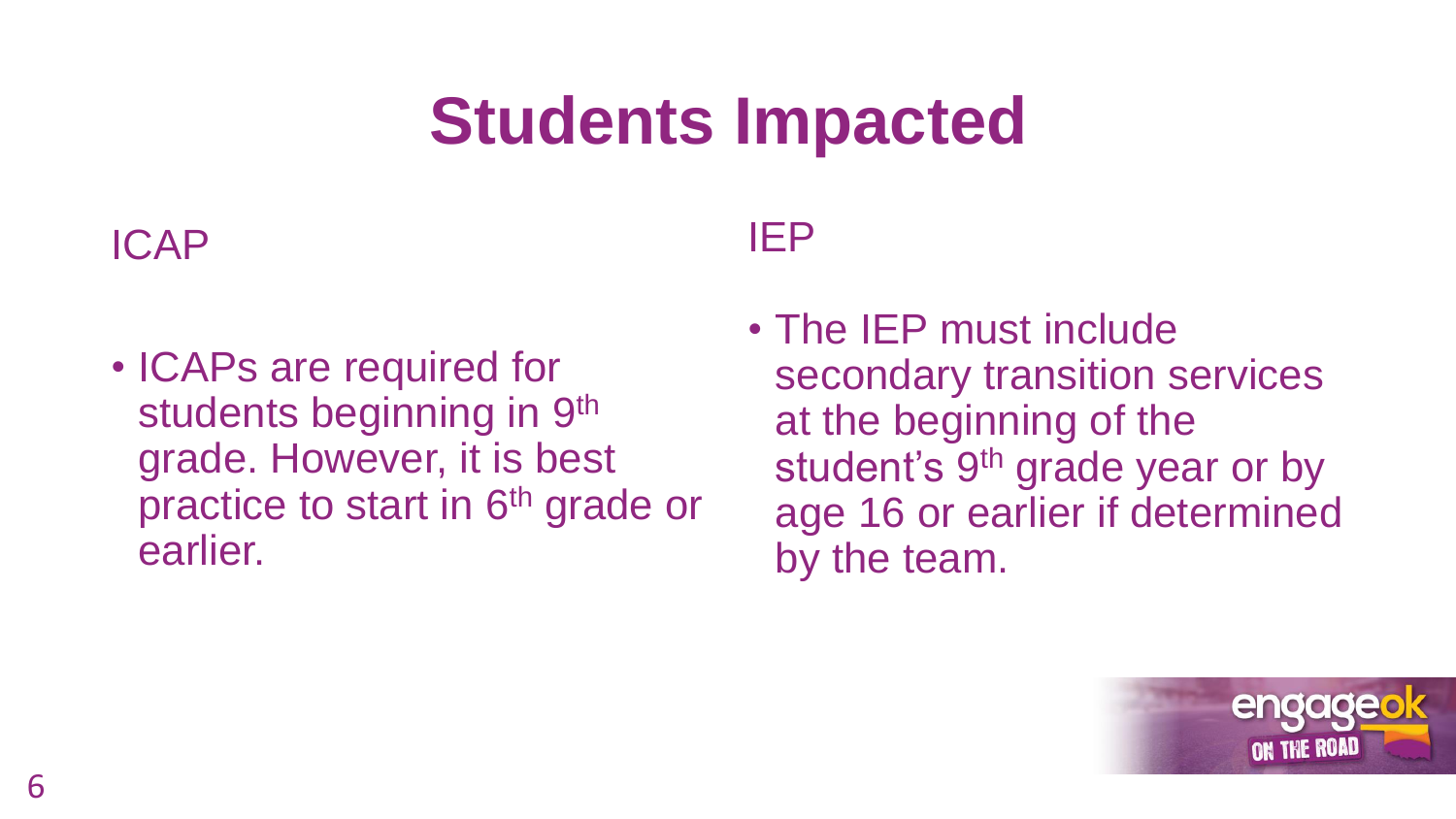# Students Impacted

## ICAP

- ICAPs are required for students beginning in 9th grade. However, it is best practice to start in 6th grade or earlier.

## IEP

- The IEP must include secondary transition services at the beginning of the student's 9th grade year or by age 16 or earlier if determined by the team.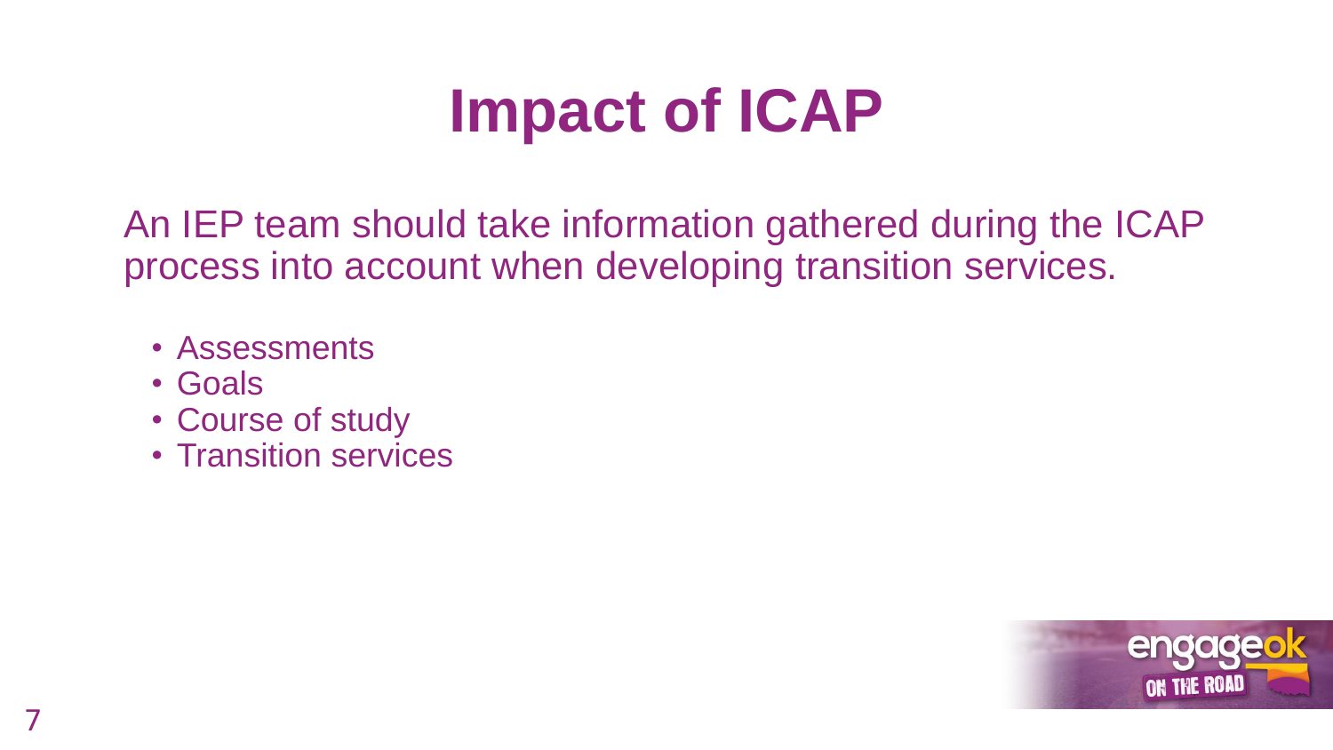# Impact of ICAP

An IEP team should take information gathered during the ICAP process into account when developing transition services.

- Assessments
- Goals
- Course of study
- Transition services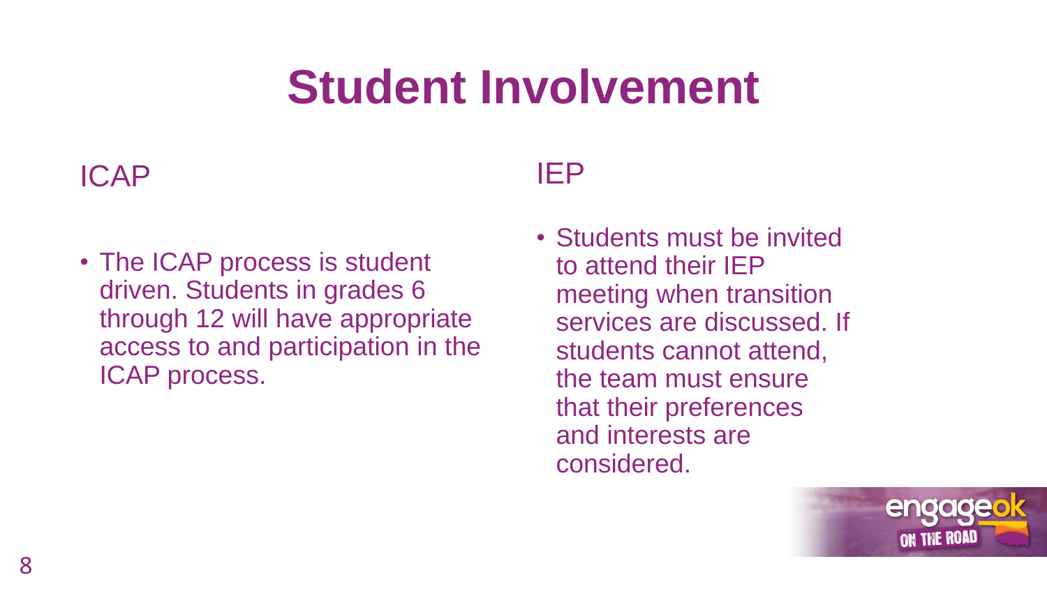# Student Involvement

## ICAP

- The ICAP process is student driven. Students in grades 6 through 12 will have appropriate access to and participation in the ICAP process.

## IEP

- Students must be invited to attend their IEP meeting when transition services are discussed. If students cannot attend, the team must ensure that their preferences and interests are considered.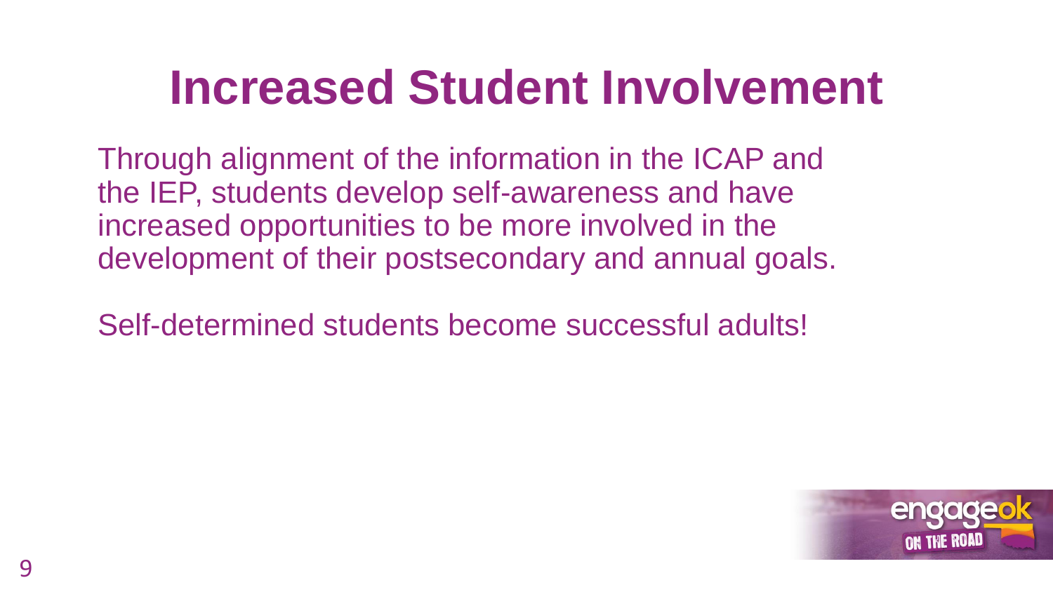# Increased Student Involvement

Through alignment of the information in the ICAP and the IEP, students develop self-awareness and have increased opportunities to be more involved in the development of their postsecondary and annual goals.

Self-determined students become successful adults!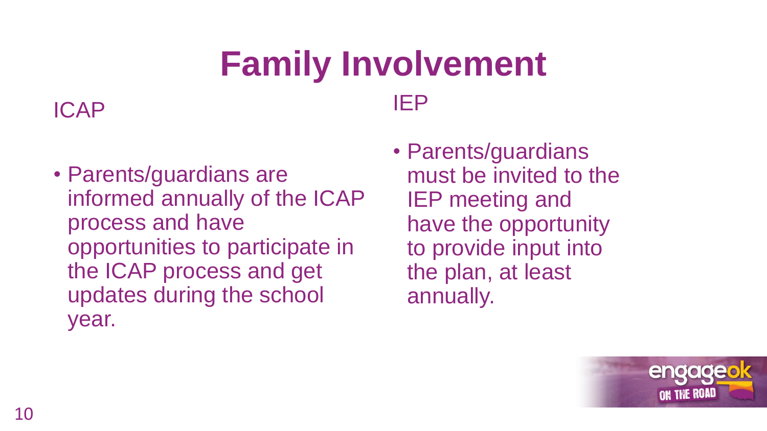# Family Involvement

## ICAP

- Parents/guardians are informed annually of the ICAP process and have opportunities to participate in the ICAP process and get updates during the school year.

## IEP

- Parents/guardians must be invited to the IEP meeting and have the opportunity to provide input into the plan, at least annually.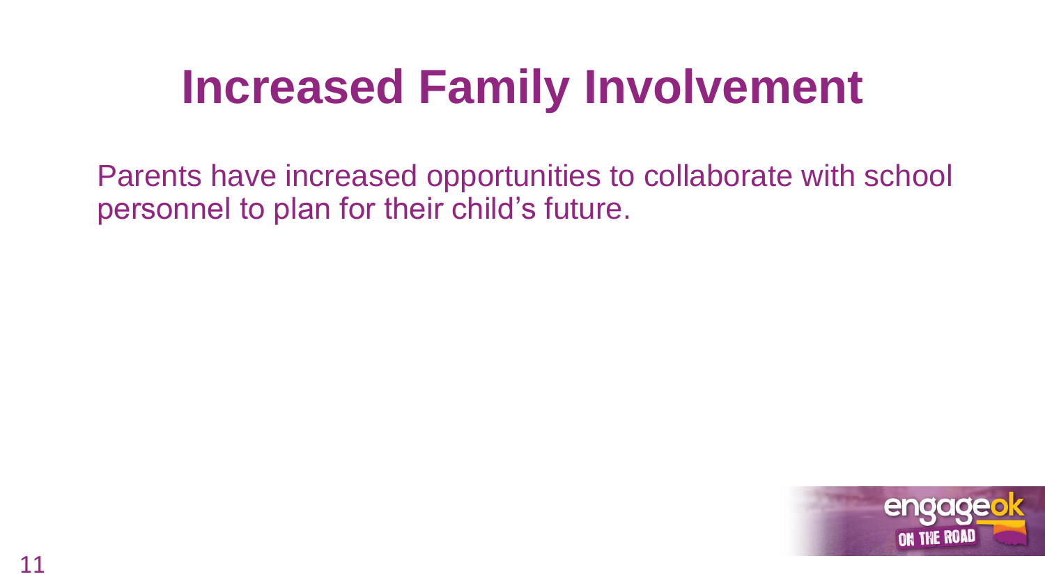# Increased Family Involvement

Parents have increased opportunities to collaborate with school personnel to plan for their child's future.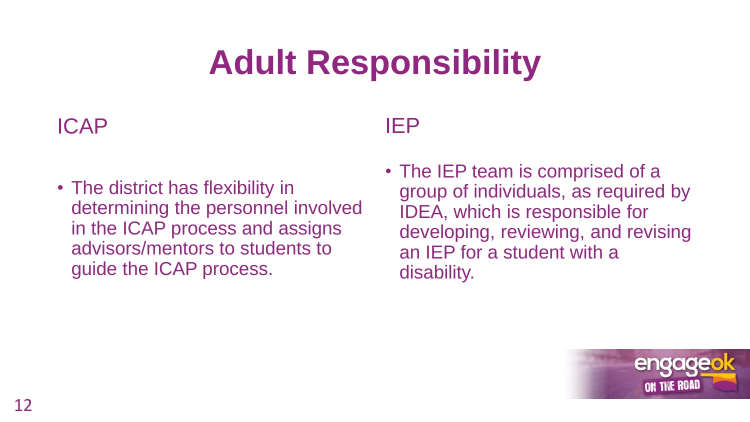# Adult Responsibility

## ICAP

- The district has flexibility in determining the personnel involved in the ICAP process and assigns advisors/mentors to students to guide the ICAP process.

## IEP

- The IEP team is comprised of a group of individuals, as required by IDEA, which is responsible for developing, reviewing, and revising an IEP for a student with a disability.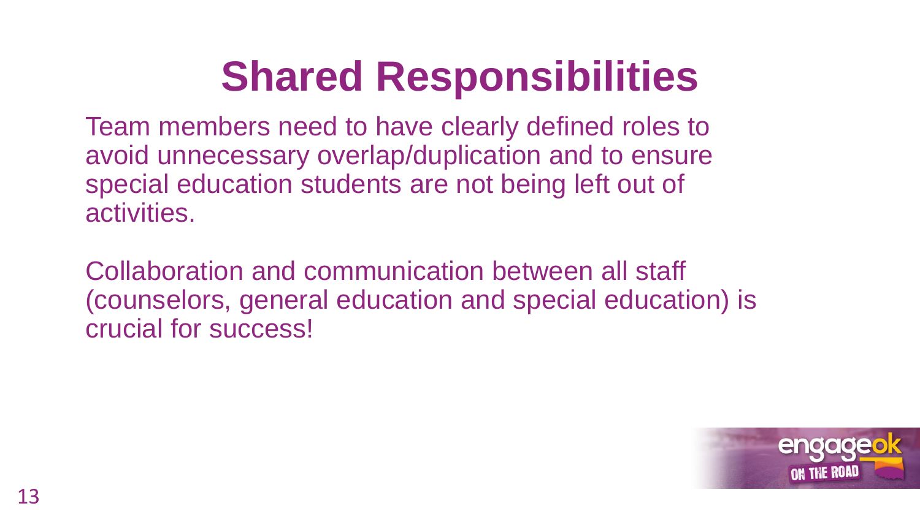# Shared Responsibilities

Team members need to have clearly defined roles to avoid unnecessary overlap/duplication and to ensure special education students are not being left out of activities.

Collaboration and communication between all staff (counselors, general education and special education) is crucial for success!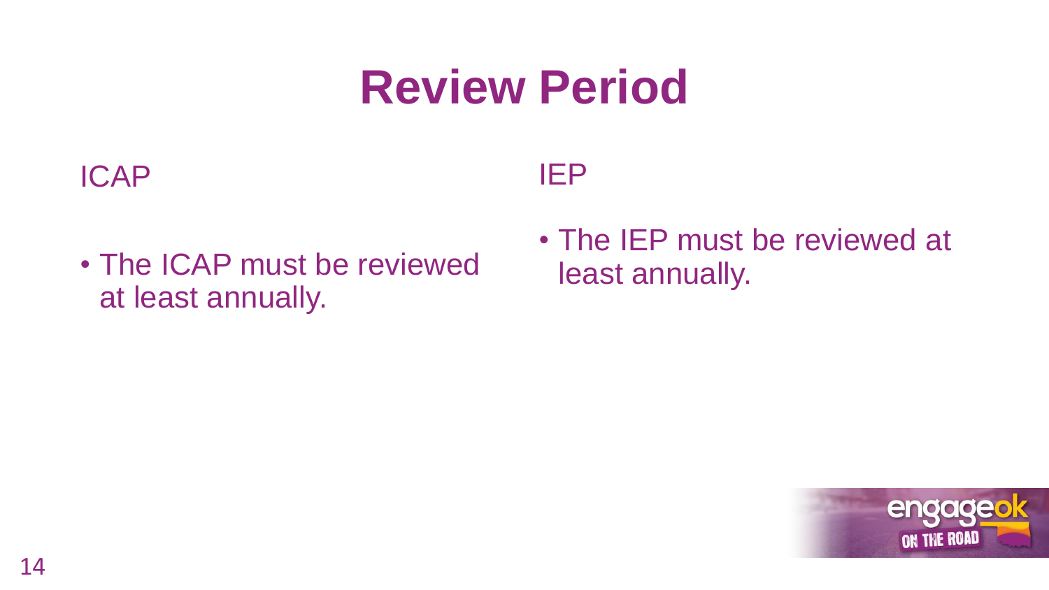# Review Period

## ICAP

- The ICAP must be reviewed at least annually.

## IEP

- The IEP must be reviewed at least annually.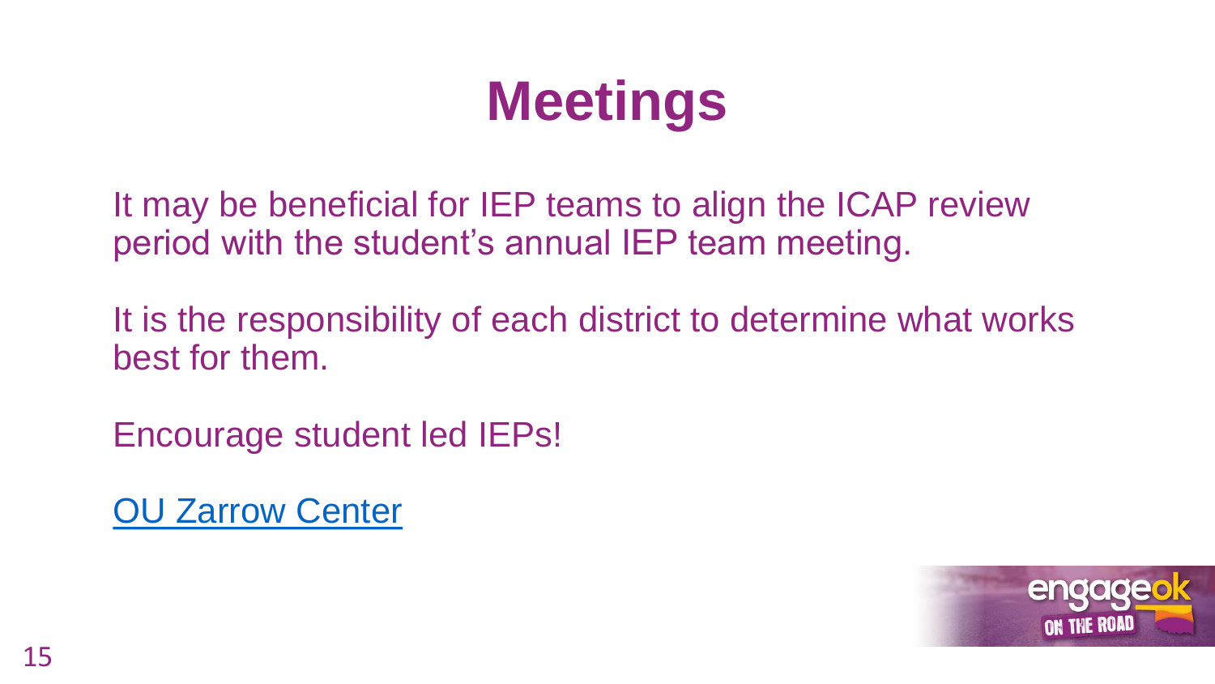# Meetings

It may be beneficial for IEP teams to align the ICAP review period with the student's annual IEP team meeting.

It is the responsibility of each district to determine what works best for them.

Encourage student led IEPs!

OU Zarrow Center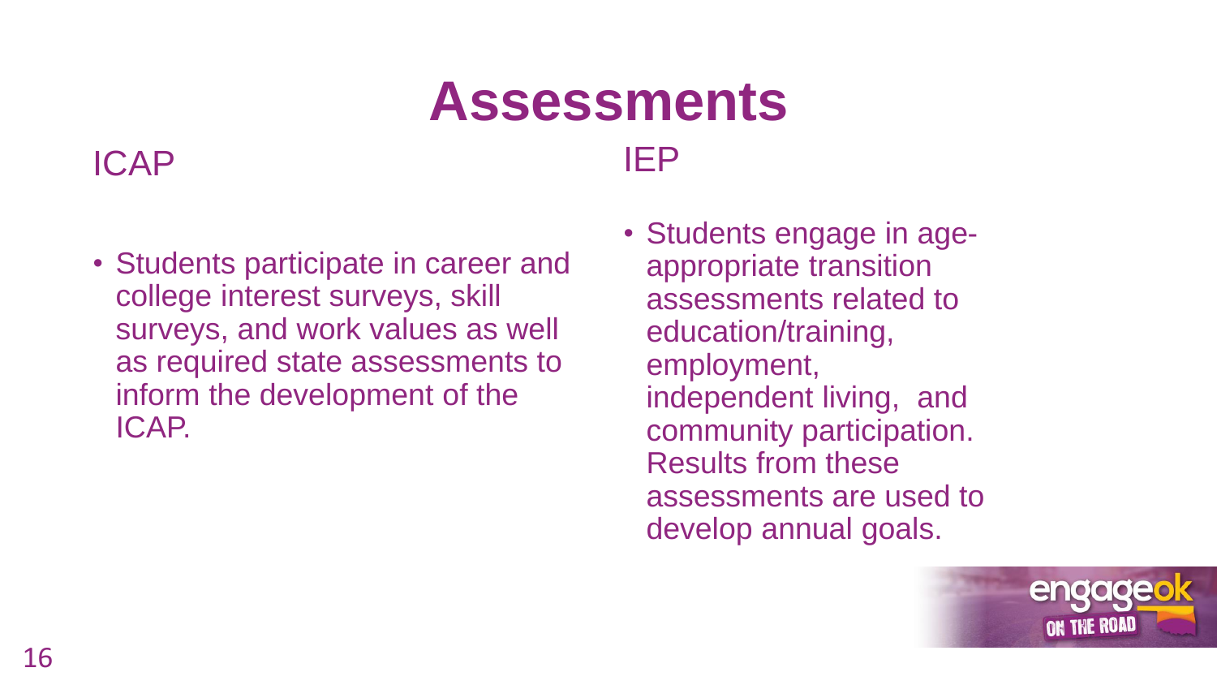# Assessments

## ICAP

- Students participate in career and college interest surveys, skill surveys, and work values as well as required state assessments to inform the development of the ICAP.

## IEP

- Students engage in age-appropriate transition assessments related to education/training, employment, independent living, and community participation. Results from these assessments are used to develop annual goals.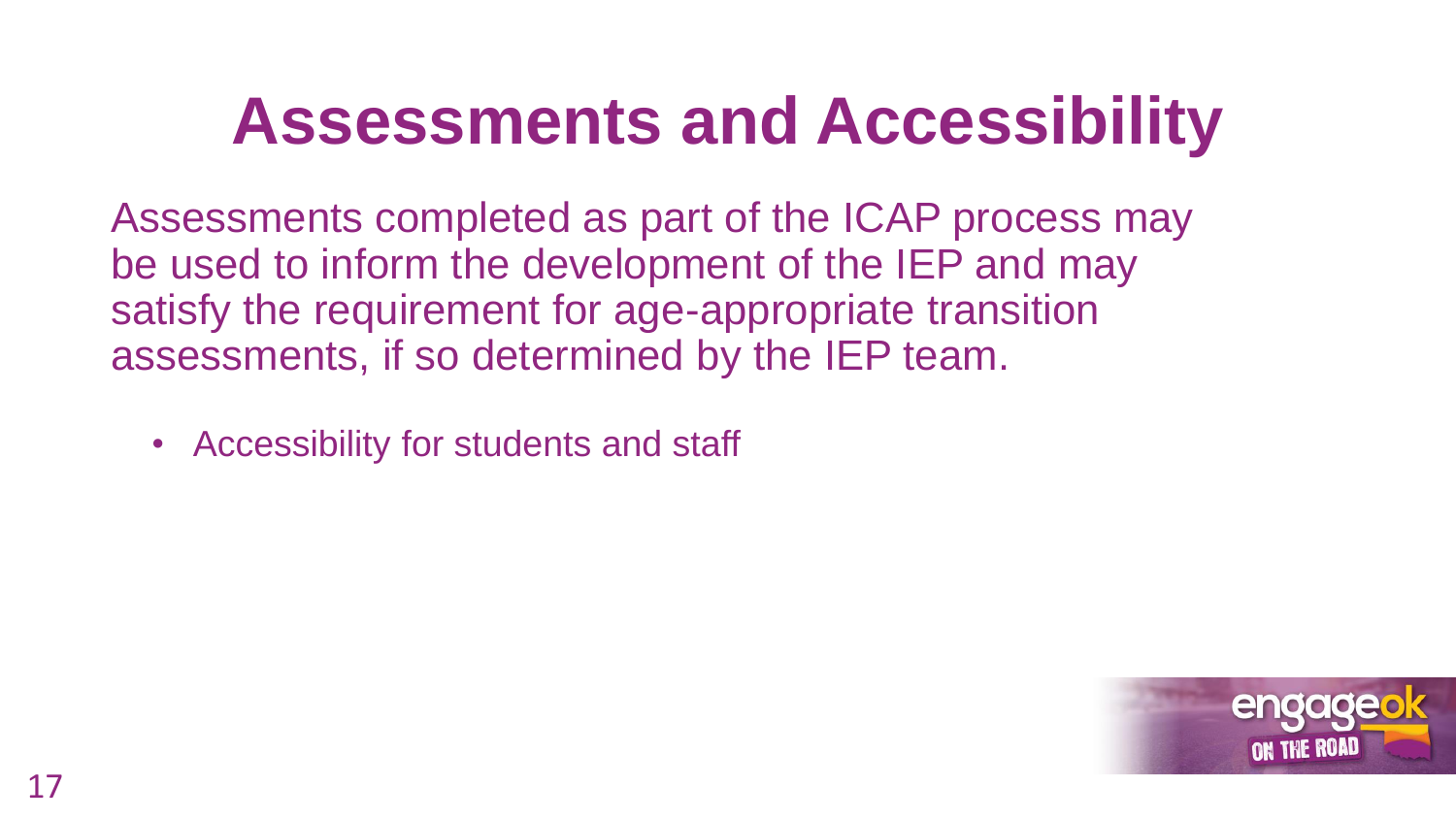# Assessments and Accessibility

Assessments completed as part of the ICAP process may be used to inform the development of the IEP and may satisfy the requirement for age-appropriate transition assessments, if so determined by the IEP team.

- Accessibility for students and staff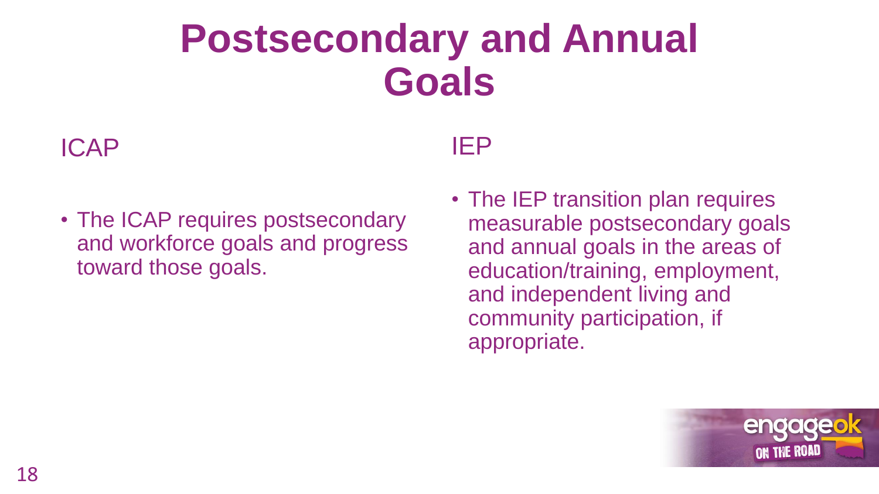# Postsecondary and Annual Goals

## ICAP

- The ICAP requires postsecondary and workforce goals and progress toward those goals.

## IEP

- The IEP transition plan requires measurable postsecondary goals and annual goals in the areas of education/training, employment, and independent living and community participation, if appropriate.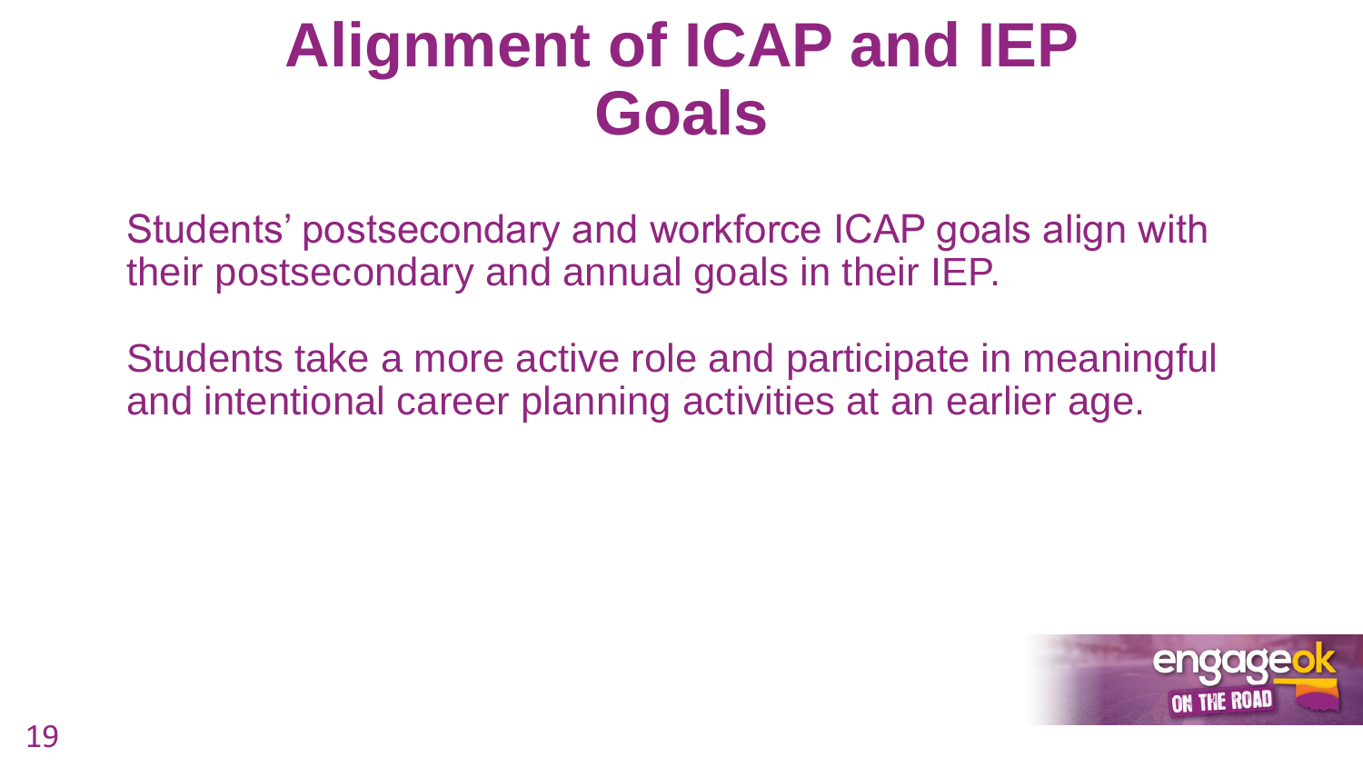# Alignment of ICAP and IEP Goals

Students' postsecondary and workforce ICAP goals align with their postsecondary and annual goals in their IEP.

Students take a more active role and participate in meaningful and intentional career planning activities at an earlier age.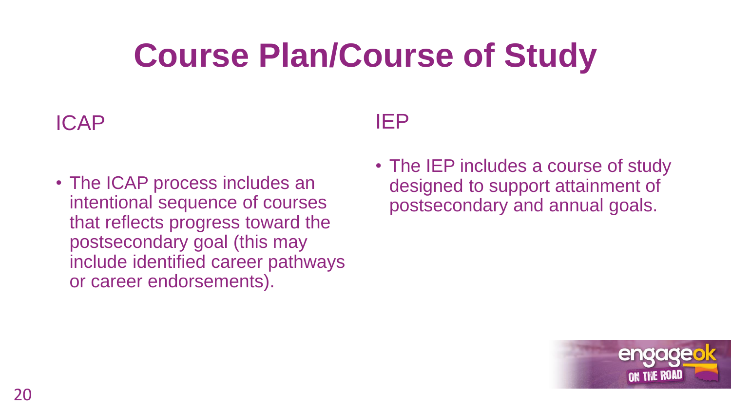# Course Plan/Course of Study

## ICAP

- The ICAP process includes an intentional sequence of courses that reflects progress toward the postsecondary goal (this may include identified career pathways or career endorsements).

## IEP

- The IEP includes a course of study designed to support attainment of postsecondary and annual goals.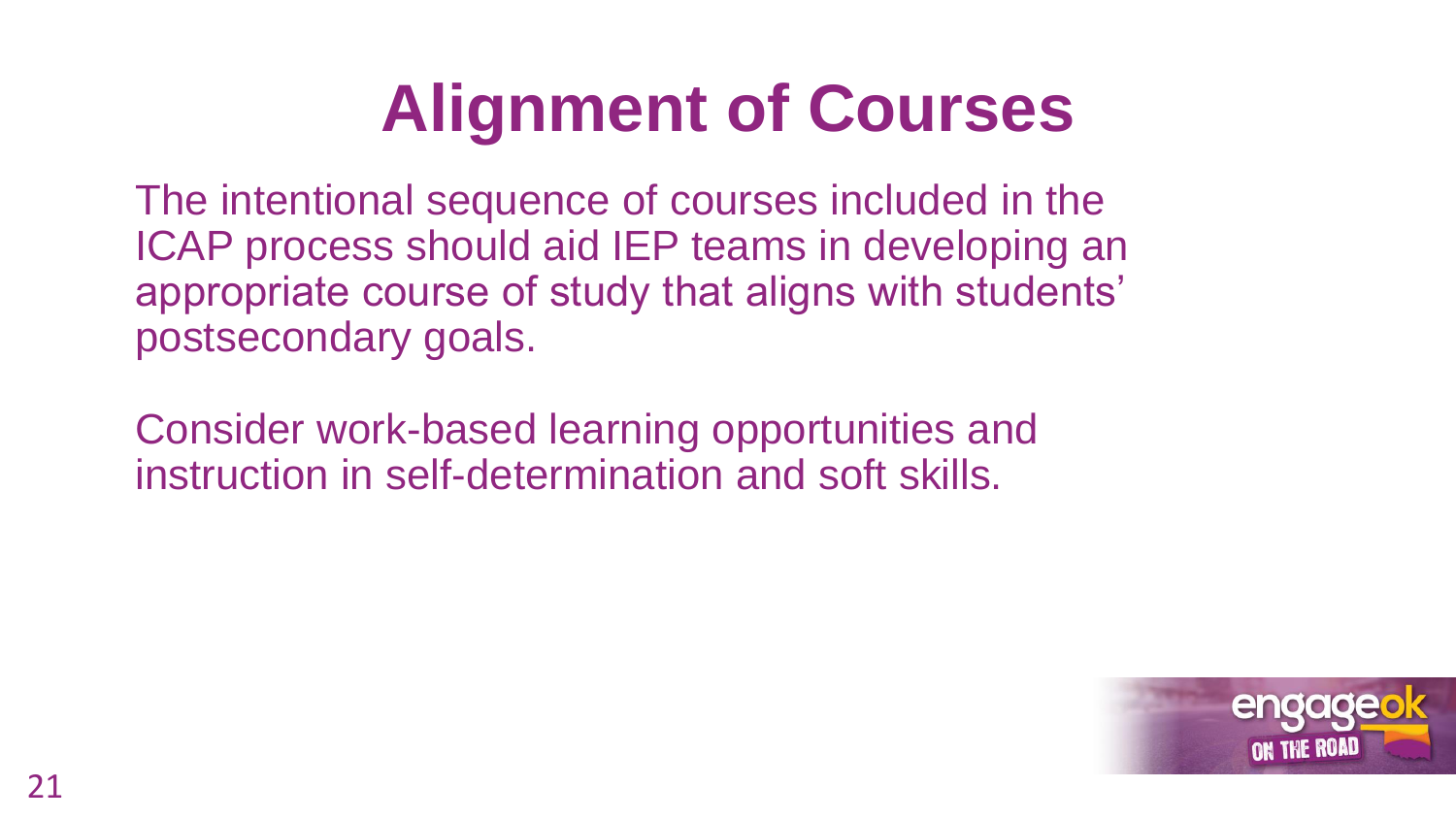# Alignment of Courses

The intentional sequence of courses included in the ICAP process should aid IEP teams in developing an appropriate course of study that aligns with students' postsecondary goals.

Consider work-based learning opportunities and instruction in self-determination and soft skills.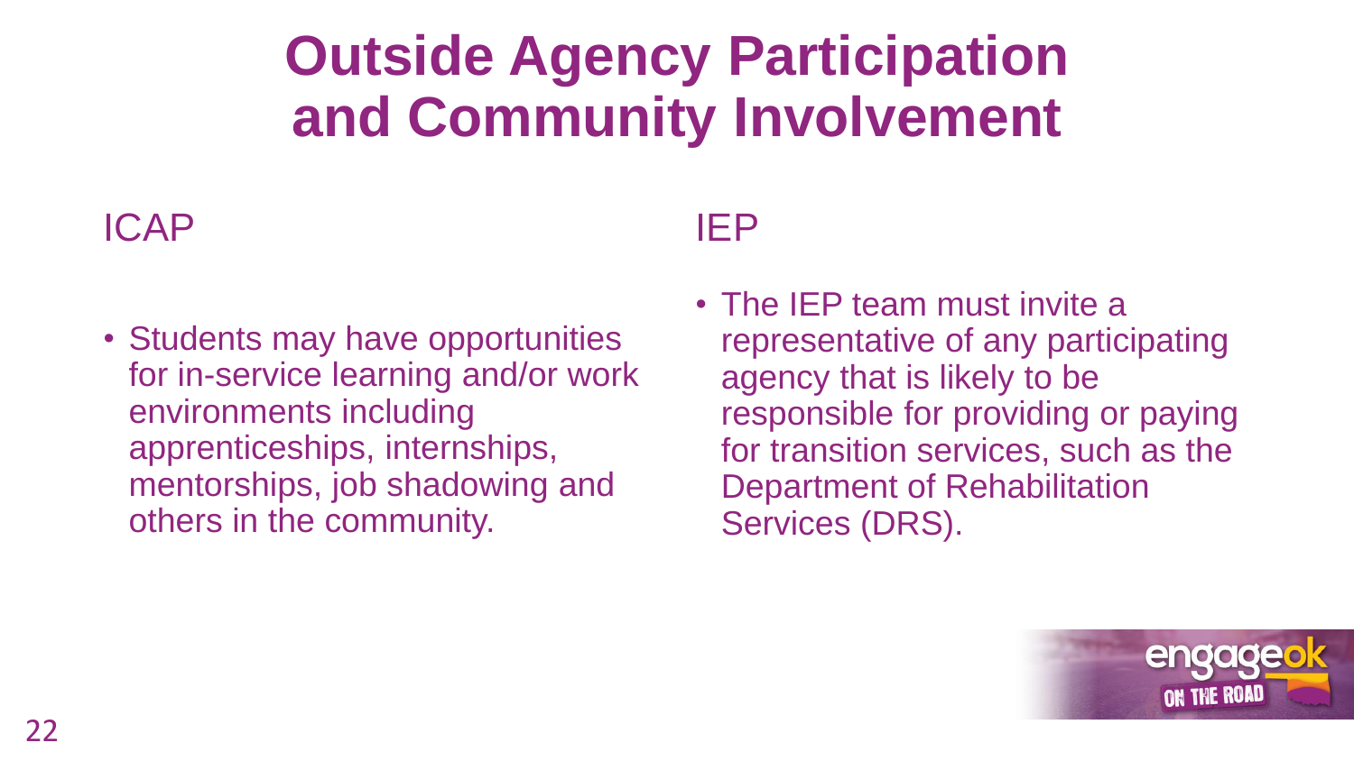# Outside Agency Participation and Community Involvement

## ICAP

- Students may have opportunities for in-service learning and/or work environments including apprenticeships, internships, mentorships, job shadowing and others in the community.

## IEP

- The IEP team must invite a representative of any participating agency that is likely to be responsible for providing or paying for transition services, such as the Department of Rehabilitation Services (DRS).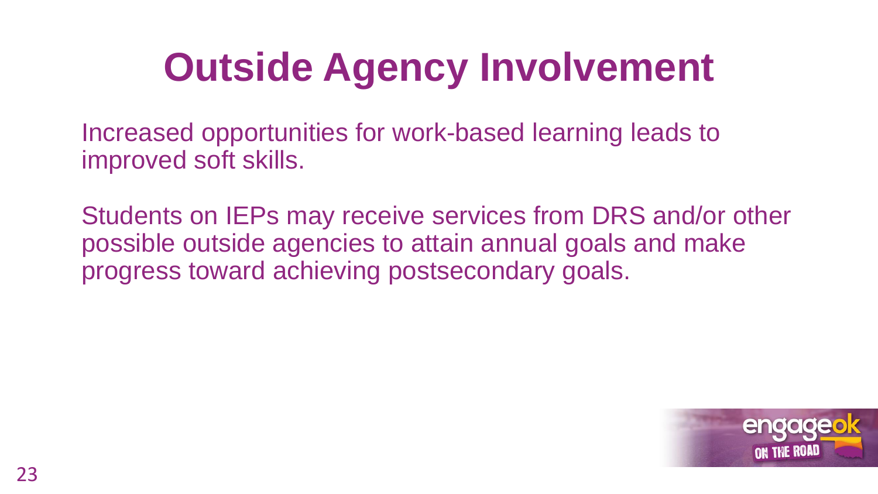# Outside Agency Involvement

Increased opportunities for work-based learning leads to improved soft skills.

Students on IEPs may receive services from DRS and/or other possible outside agencies to attain annual goals and make progress toward achieving postsecondary goals.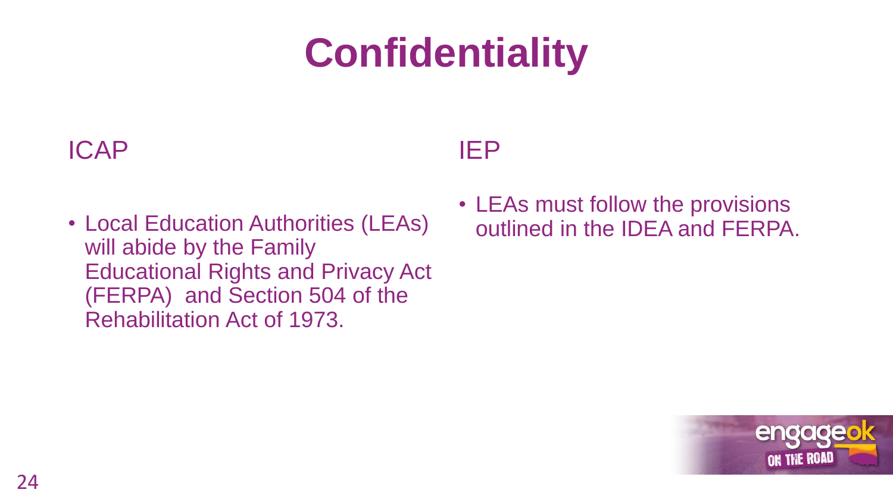# Confidentiality

## ICAP

- Local Education Authorities (LEAs) will abide by the Family Educational Rights and Privacy Act (FERPA) and Section 504 of the Rehabilitation Act of 1973.

## IEP

- LEAs must follow the provisions outlined in the IDEA and FERPA.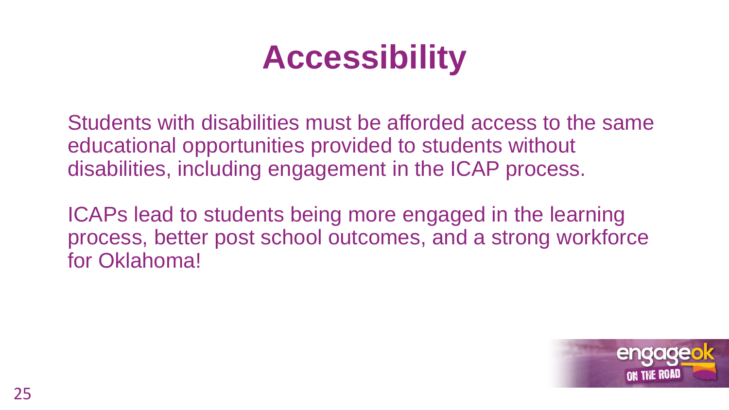# Accessibility

Students with disabilities must be afforded access to the same educational opportunities provided to students without disabilities, including engagement in the ICAP process.

ICAPs lead to students being more engaged in the learning process, better post school outcomes, and a strong workforce for Oklahoma!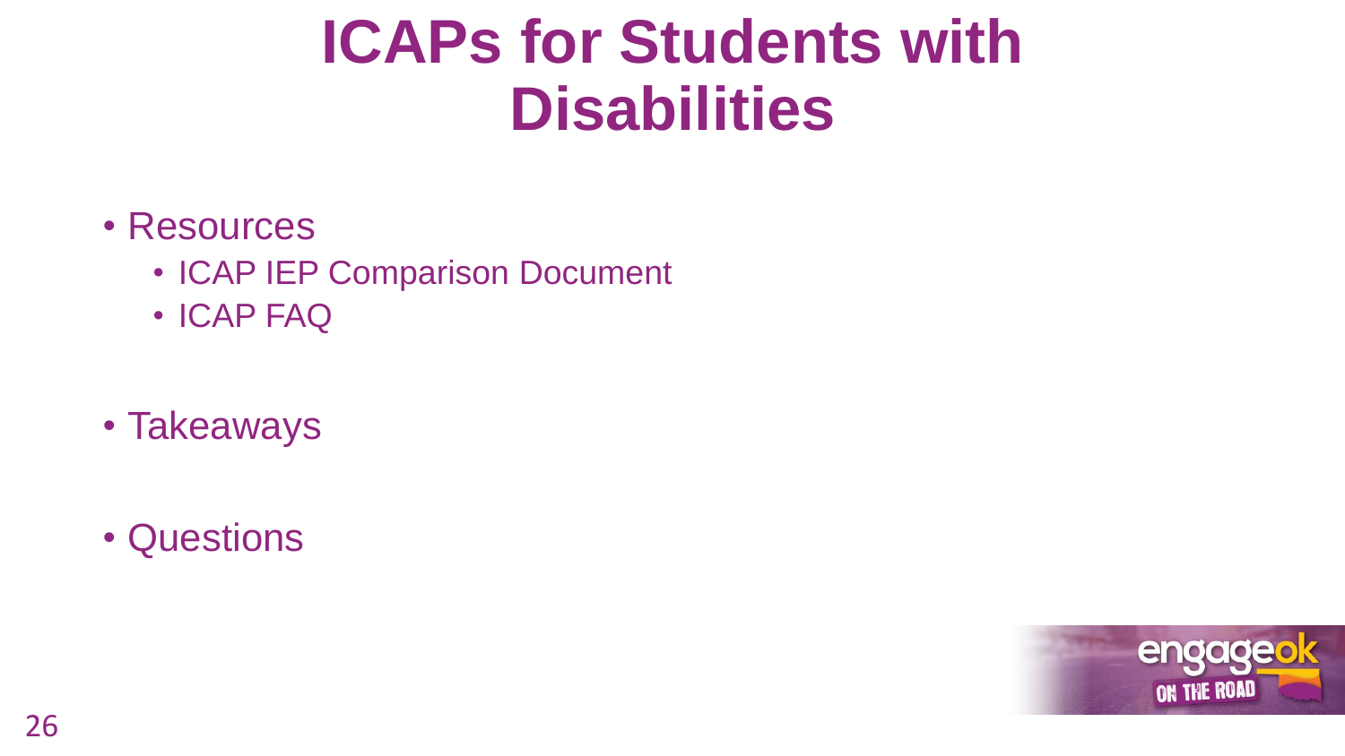# ICAPs for Students with Disabilities

- Resources
  - ICAP IEP Comparison Document
  - ICAP FAQ

- Takeaways

- Questions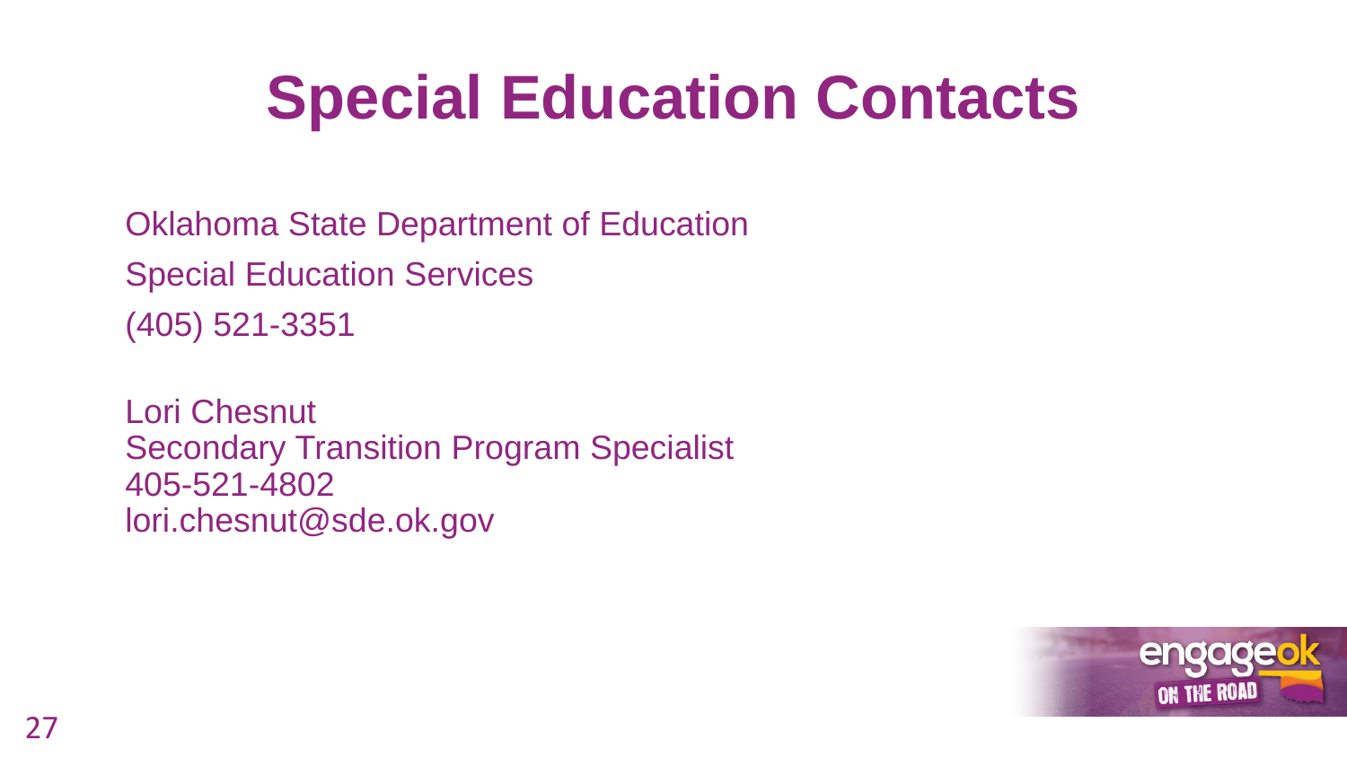# Special Education Contacts

Oklahoma State Department of Education

Special Education Services

(405) 521-3351

Lori Chesnut
Secondary Transition Program Specialist
405-521-4802
lori.chesnut@sde.ok.gov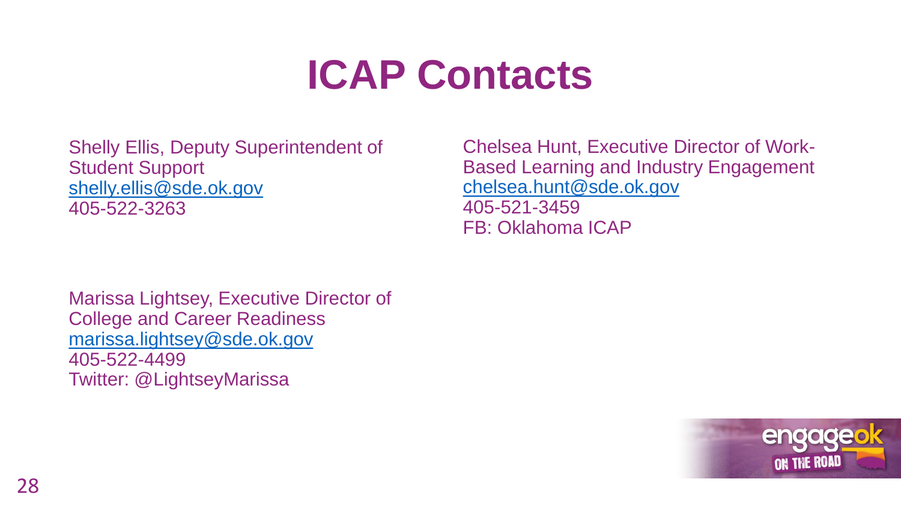# ICAP Contacts

Shelly Ellis, Deputy Superintendent of Student Support
shelly.ellis@sde.ok.gov
405-522-3263

Chelsea Hunt, Executive Director of Work-Based Learning and Industry Engagement
chelsea.hunt@sde.ok.gov
405-521-3459
FB: Oklahoma ICAP

Marissa Lightsey, Executive Director of College and Career Readiness
marissa.lightsey@sde.ok.gov
405-522-4499
Twitter: @LightseyMarissa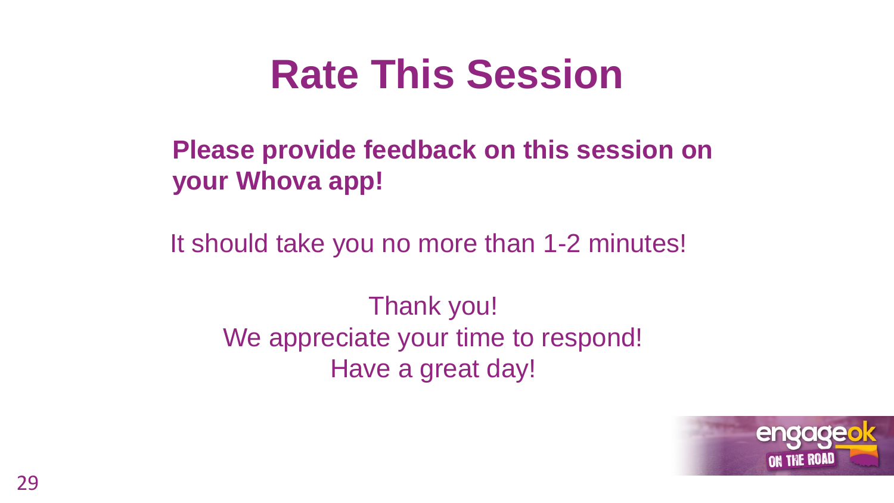# Rate This Session

**Please provide feedback on this session on your Whova app!**

It should take you no more than 1-2 minutes!

Thank you!
We appreciate your time to respond!
Have a great day!